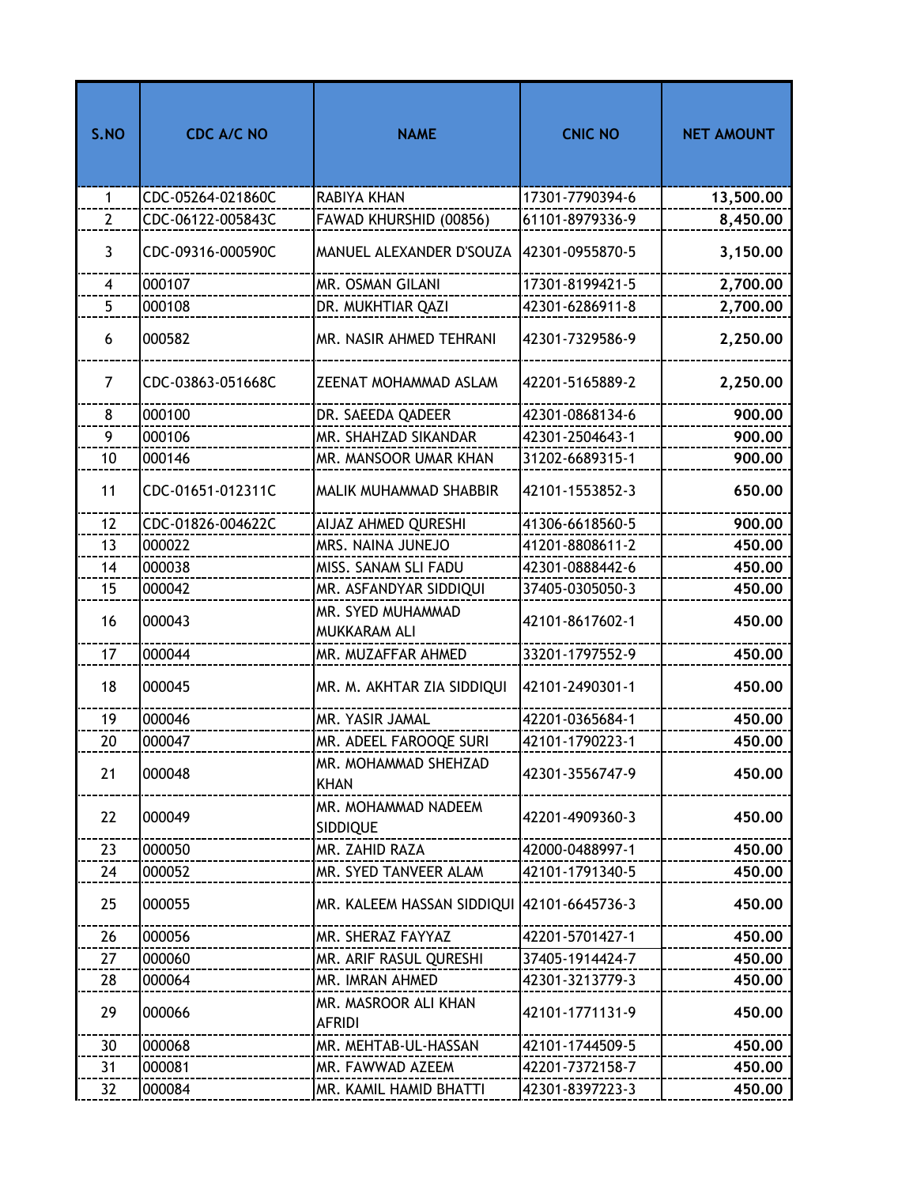| S.NO | CDC A/C NO | NAME | CNIC NO | NET AMOUNT |
|---|---|---|---|---|
| 1 | CDC-05264-021860C | RABIYA KHAN | 17301-7790394-6 | 13,500.00 |
| 2 | CDC-06122-005843C | FAWAD KHURSHID (00856) | 61101-8979336-9 | 8,450.00 |
| 3 | CDC-09316-000590C | MANUEL ALEXANDER D'SOUZA | 42301-0955870-5 | 3,150.00 |
| 4 | 000107 | MR. OSMAN GILANI | 17301-8199421-5 | 2,700.00 |
| 5 | 000108 | DR. MUKHTIAR QAZI | 42301-6286911-8 | 2,700.00 |
| 6 | 000582 | MR. NASIR AHMED TEHRANI | 42301-7329586-9 | 2,250.00 |
| 7 | CDC-03863-051668C | ZEENAT MOHAMMAD ASLAM | 42201-5165889-2 | 2,250.00 |
| 8 | 000100 | DR. SAEEDA QADEER | 42301-0868134-6 | 900.00 |
| 9 | 000106 | MR. SHAHZAD SIKANDAR | 42301-2504643-1 | 900.00 |
| 10 | 000146 | MR. MANSOOR UMAR KHAN | 31202-6689315-1 | 900.00 |
| 11 | CDC-01651-012311C | MALIK MUHAMMAD SHABBIR | 42101-1553852-3 | 650.00 |
| 12 | CDC-01826-004622C | AIJAZ AHMED QURESHI | 41306-6618560-5 | 900.00 |
| 13 | 000022 | MRS. NAINA JUNEJO | 41201-8808611-2 | 450.00 |
| 14 | 000038 | MISS. SANAM SLI FADU | 42301-0888442-6 | 450.00 |
| 15 | 000042 | MR. ASFANDYAR SIDDIQUI | 37405-0305050-3 | 450.00 |
| 16 | 000043 | MR. SYED MUHAMMAD MUKKARAM ALI | 42101-8617602-1 | 450.00 |
| 17 | 000044 | MR. MUZAFFAR AHMED | 33201-1797552-9 | 450.00 |
| 18 | 000045 | MR. M. AKHTAR ZIA SIDDIQUI | 42101-2490301-1 | 450.00 |
| 19 | 000046 | MR. YASIR JAMAL | 42201-0365684-1 | 450.00 |
| 20 | 000047 | MR. ADEEL FAROOQE SURI | 42101-1790223-1 | 450.00 |
| 21 | 000048 | MR. MOHAMMAD SHEHZAD KHAN | 42301-3556747-9 | 450.00 |
| 22 | 000049 | MR. MOHAMMAD NADEEM SIDDIQUE | 42201-4909360-3 | 450.00 |
| 23 | 000050 | MR. ZAHID RAZA | 42000-0488997-1 | 450.00 |
| 24 | 000052 | MR. SYED TANVEER ALAM | 42101-1791340-5 | 450.00 |
| 25 | 000055 | MR. KALEEM HASSAN SIDDIQUI | 42101-6645736-3 | 450.00 |
| 26 | 000056 | MR. SHERAZ FAYYAZ | 42201-5701427-1 | 450.00 |
| 27 | 000060 | MR. ARIF RASUL QURESHI | 37405-1914424-7 | 450.00 |
| 28 | 000064 | MR. IMRAN AHMED | 42301-3213779-3 | 450.00 |
| 29 | 000066 | MR. MASROOR ALI KHAN AFRIDI | 42101-1771131-9 | 450.00 |
| 30 | 000068 | MR. MEHTAB-UL-HASSAN | 42101-1744509-5 | 450.00 |
| 31 | 000081 | MR. FAWWAD AZEEM | 42201-7372158-7 | 450.00 |
| 32 | 000084 | MR. KAMIL HAMID BHATTI | 42301-8397223-3 | 450.00 |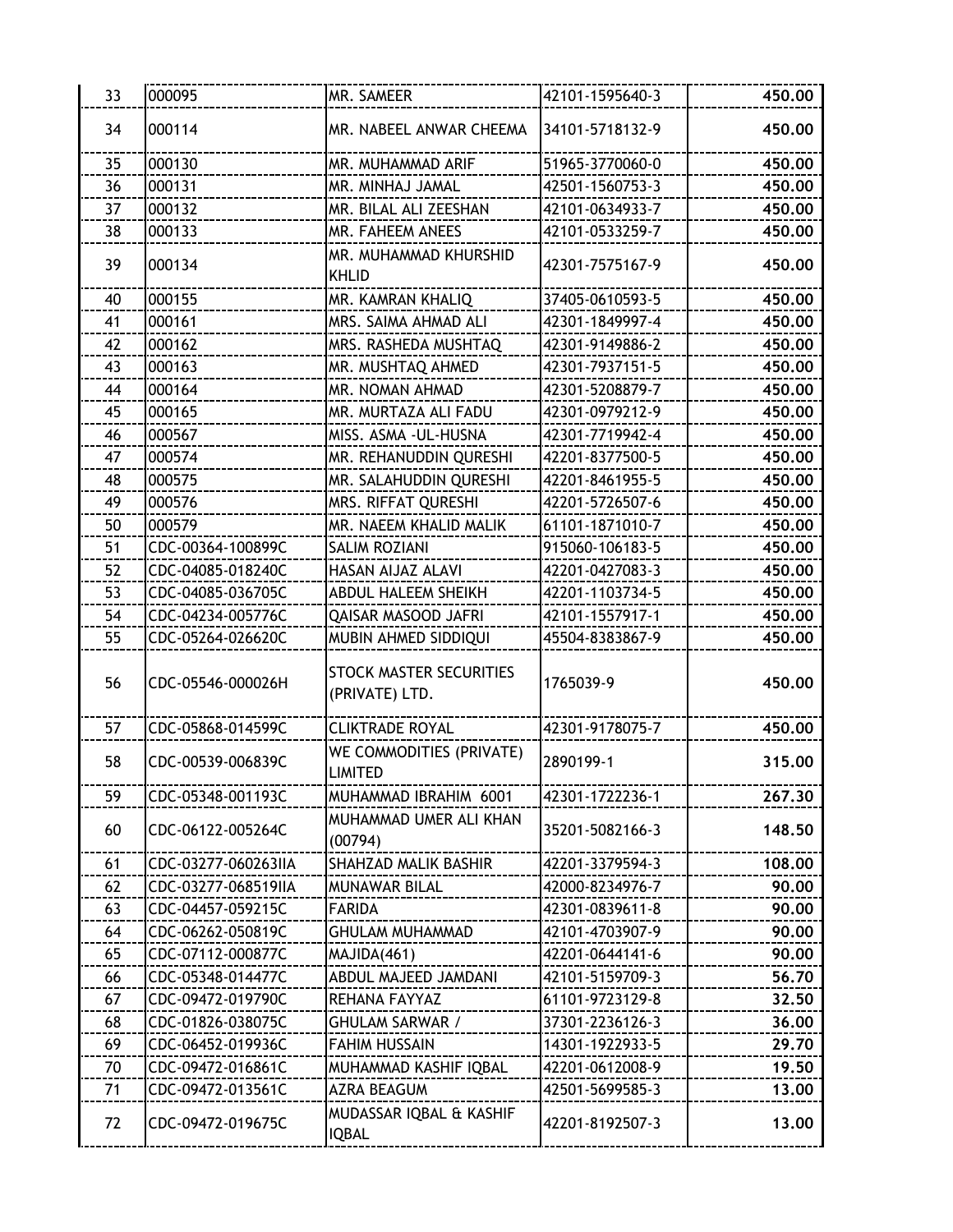| 33 | 000095 | MR. SAMEER | 42101-1595640-3 | **450.00** |
|---|---|---|---|---|
| 34 | 000114 | MR. NABEEL ANWAR CHEEMA | 34101-5718132-9 | **450.00** |
| 35 | 000130 | MR. MUHAMMAD ARIF | 51965-3770060-0 | **450.00** |
| 36 | 000131 | MR. MINHAJ JAMAL | 42501-1560753-3 | **450.00** |
| 37 | 000132 | MR. BILAL ALI ZEESHAN | 42101-0634933-7 | **450.00** |
| 38 | 000133 | MR. FAHEEM ANEES | 42101-0533259-7 | **450.00** |
| 39 | 000134 | MR. MUHAMMAD KHURSHID KHLID | 42301-7575167-9 | **450.00** |
| 40 | 000155 | MR. KAMRAN KHALIQ | 37405-0610593-5 | **450.00** |
| 41 | 000161 | MRS. SAIMA AHMAD ALI | 42301-1849997-4 | **450.00** |
| 42 | 000162 | MRS. RASHEDA MUSHTAQ | 42301-9149886-2 | **450.00** |
| 43 | 000163 | MR. MUSHTAQ AHMED | 42301-7937151-5 | **450.00** |
| 44 | 000164 | MR. NOMAN AHMAD | 42301-5208879-7 | **450.00** |
| 45 | 000165 | MR. MURTAZA ALI FADU | 42301-0979212-9 | **450.00** |
| 46 | 000567 | MISS. ASMA -UL-HUSNA | 42301-7719942-4 | **450.00** |
| 47 | 000574 | MR. REHANUDDIN QURESHI | 42201-8377500-5 | **450.00** |
| 48 | 000575 | MR. SALAHUDDIN QURESHI | 42201-8461955-5 | **450.00** |
| 49 | 000576 | MRS. RIFFAT QURESHI | 42201-5726507-6 | **450.00** |
| 50 | 000579 | MR. NAEEM KHALID MALIK | 61101-1871010-7 | **450.00** |
| 51 | CDC-00364-100899C | SALIM ROZIANI | 915060-106183-5 | **450.00** |
| 52 | CDC-04085-018240C | HASAN AIJAZ ALAVI | 42201-0427083-3 | **450.00** |
| 53 | CDC-04085-036705C | ABDUL HALEEM SHEIKH | 42201-1103734-5 | **450.00** |
| 54 | CDC-04234-005776C | QAISAR MASOOD JAFRI | 42101-1557917-1 | **450.00** |
| 55 | CDC-05264-026620C | MUBIN AHMED SIDDIQUI | 45504-8383867-9 | **450.00** |
| 56 | CDC-05546-000026H | STOCK MASTER SECURITIES (PRIVATE) LTD. | 1765039-9 | **450.00** |
| 57 | CDC-05868-014599C | CLIKTRADE ROYAL | 42301-9178075-7 | **450.00** |
| 58 | CDC-00539-006839C | WE COMMODITIES (PRIVATE) LIMITED | 2890199-1 | **315.00** |
| 59 | CDC-05348-001193C | MUHAMMAD IBRAHIM 6001 | 42301-1722236-1 | **267.30** |
| 60 | CDC-06122-005264C | MUHAMMAD UMER ALI KHAN (00794) | 35201-5082166-3 | **148.50** |
| 61 | CDC-03277-060263IIA | SHAHZAD MALIK BASHIR | 42201-3379594-3 | **108.00** |
| 62 | CDC-03277-068519IIA | MUNAWAR BILAL | 42000-8234976-7 | **90.00** |
| 63 | CDC-04457-059215C | FARIDA | 42301-0839611-8 | **90.00** |
| 64 | CDC-06262-050819C | GHULAM MUHAMMAD | 42101-4703907-9 | **90.00** |
| 65 | CDC-07112-000877C | MAJIDA(461) | 42201-0644141-6 | **90.00** |
| 66 | CDC-05348-014477C | ABDUL MAJEED JAMDANI | 42101-5159709-3 | **56.70** |
| 67 | CDC-09472-019790C | REHANA FAYYAZ | 61101-9723129-8 | **32.50** |
| 68 | CDC-01826-038075C | GHULAM SARWAR / | 37301-2236126-3 | **36.00** |
| 69 | CDC-06452-019936C | FAHIM HUSSAIN | 14301-1922933-5 | **29.70** |
| 70 | CDC-09472-016861C | MUHAMMAD KASHIF IQBAL | 42201-0612008-9 | **19.50** |
| 71 | CDC-09472-013561C | AZRA BEAGUM | 42501-5699585-3 | **13.00** |
| 72 | CDC-09472-019675C | MUDASSAR IQBAL & KASHIF IQBAL | 42201-8192507-3 | **13.00** |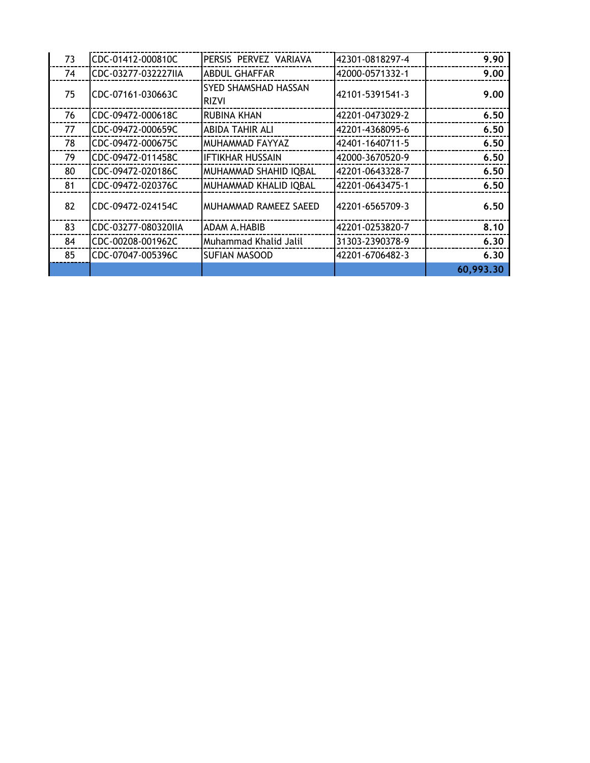| | | | | |
|---|---|---|---|---|
| 73 | CDC-01412-000810C | PERSIS PERVEZ VARIAVA | 42301-0818297-4 | **9.90** |
| 74 | CDC-03277-032227IIA | ABDUL GHAFFAR | 42000-0571332-1 | **9.00** |
| 75 | CDC-07161-030663C | SYED SHAMSHAD HASSAN RIZVI | 42101-5391541-3 | **9.00** |
| 76 | CDC-09472-000618C | RUBINA KHAN | 42201-0473029-2 | **6.50** |
| 77 | CDC-09472-000659C | ABIDA TAHIR ALI | 42201-4368095-6 | **6.50** |
| 78 | CDC-09472-000675C | MUHAMMAD FAYYAZ | 42401-1640711-5 | **6.50** |
| 79 | CDC-09472-011458C | IFTIKHAR HUSSAIN | 42000-3670520-9 | **6.50** |
| 80 | CDC-09472-020186C | MUHAMMAD SHAHID IQBAL | 42201-0643328-7 | **6.50** |
| 81 | CDC-09472-020376C | MUHAMMAD KHALID IQBAL | 42201-0643475-1 | **6.50** |
| 82 | CDC-09472-024154C | MUHAMMAD RAMEEZ SAEED | 42201-6565709-3 | **6.50** |
| 83 | CDC-03277-080320IIA | ADAM A.HABIB | 42201-0253820-7 | **8.10** |
| 84 | CDC-00208-001962C | Muhammad Khalid Jalil | 31303-2390378-9 | **6.30** |
| 85 | CDC-07047-005396C | SUFIAN MASOOD | 42201-6706482-3 | **6.30** |
| | | | | **60,993.30** |